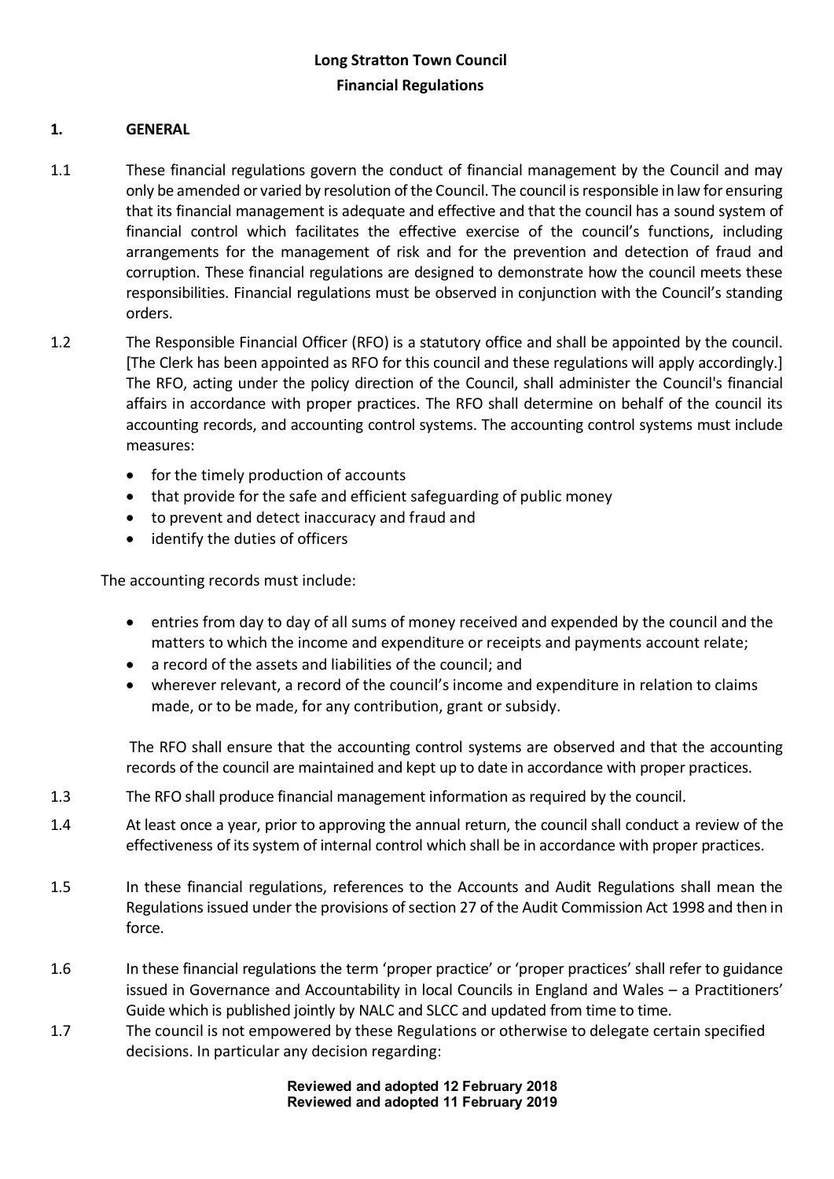**Long Stratton Town Council**
**Financial Regulations**

## 1. GENERAL

1.1 These financial regulations govern the conduct of financial management by the Council and may only be amended or varied by resolution of the Council. The council is responsible in law for ensuring that its financial management is adequate and effective and that the council has a sound system of financial control which facilitates the effective exercise of the council's functions, including arrangements for the management of risk and for the prevention and detection of fraud and corruption. These financial regulations are designed to demonstrate how the council meets these responsibilities. Financial regulations must be observed in conjunction with the Council's standing orders.

1.2 The Responsible Financial Officer (RFO) is a statutory office and shall be appointed by the council. [The Clerk has been appointed as RFO for this council and these regulations will apply accordingly.] The RFO, acting under the policy direction of the Council, shall administer the Council's financial affairs in accordance with proper practices. The RFO shall determine on behalf of the council its accounting records, and accounting control systems. The accounting control systems must include measures:

- for the timely production of accounts
- that provide for the safe and efficient safeguarding of public money
- to prevent and detect inaccuracy and fraud and
- identify the duties of officers

The accounting records must include:

- entries from day to day of all sums of money received and expended by the council and the matters to which the income and expenditure or receipts and payments account relate;
- a record of the assets and liabilities of the council; and
- wherever relevant, a record of the council's income and expenditure in relation to claims made, or to be made, for any contribution, grant or subsidy.

The RFO shall ensure that the accounting control systems are observed and that the accounting records of the council are maintained and kept up to date in accordance with proper practices.

1.3 The RFO shall produce financial management information as required by the council.

1.4 At least once a year, prior to approving the annual return, the council shall conduct a review of the effectiveness of its system of internal control which shall be in accordance with proper practices.

1.5 In these financial regulations, references to the Accounts and Audit Regulations shall mean the Regulations issued under the provisions of section 27 of the Audit Commission Act 1998 and then in force.

1.6 In these financial regulations the term 'proper practice' or 'proper practices' shall refer to guidance issued in Governance and Accountability in local Councils in England and Wales – a Practitioners' Guide which is published jointly by NALC and SLCC and updated from time to time.

1.7 The council is not empowered by these Regulations or otherwise to delegate certain specified decisions. In particular any decision regarding:

**Reviewed and adopted 12 February 2018**
**Reviewed and adopted 11 February 2019**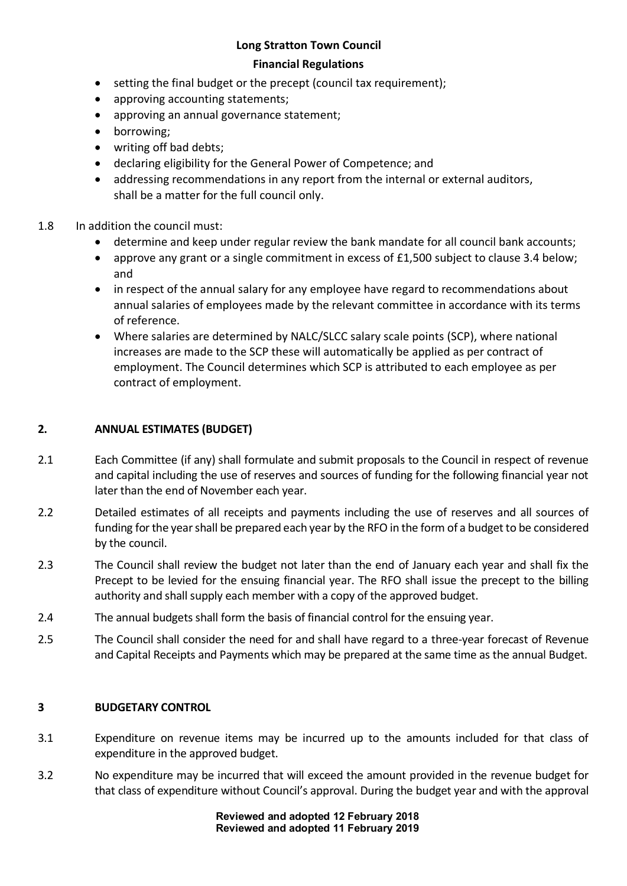- setting the final budget or the precept (council tax requirement);
- approving accounting statements;
- approving an annual governance statement;
- borrowing;
- writing off bad debts;
- declaring eligibility for the General Power of Competence; and
- addressing recommendations in any report from the internal or external auditors,

shall be a matter for the full council only.

1.8 In addition the council must:

- determine and keep under regular review the bank mandate for all council bank accounts;
- approve any grant or a single commitment in excess of £1,500 subject to clause 3.4 below; and
- in respect of the annual salary for any employee have regard to recommendations about annual salaries of employees made by the relevant committee in accordance with its terms of reference.
- Where salaries are determined by NALC/SLCC salary scale points (SCP), where national increases are made to the SCP these will automatically be applied as per contract of employment. The Council determines which SCP is attributed to each employee as per contract of employment.

## 2. ANNUAL ESTIMATES (BUDGET)

2.1 Each Committee (if any) shall formulate and submit proposals to the Council in respect of revenue and capital including the use of reserves and sources of funding for the following financial year not later than the end of November each year.

2.2 Detailed estimates of all receipts and payments including the use of reserves and all sources of funding for the year shall be prepared each year by the RFO in the form of a budget to be considered by the council.

2.3 The Council shall review the budget not later than the end of January each year and shall fix the Precept to be levied for the ensuing financial year. The RFO shall issue the precept to the billing authority and shall supply each member with a copy of the approved budget.

2.4 The annual budgets shall form the basis of financial control for the ensuing year.

2.5 The Council shall consider the need for and shall have regard to a three-year forecast of Revenue and Capital Receipts and Payments which may be prepared at the same time as the annual Budget.

## 3 BUDGETARY CONTROL

3.1 Expenditure on revenue items may be incurred up to the amounts included for that class of expenditure in the approved budget.

3.2 No expenditure may be incurred that will exceed the amount provided in the revenue budget for that class of expenditure without Council's approval. During the budget year and with the approval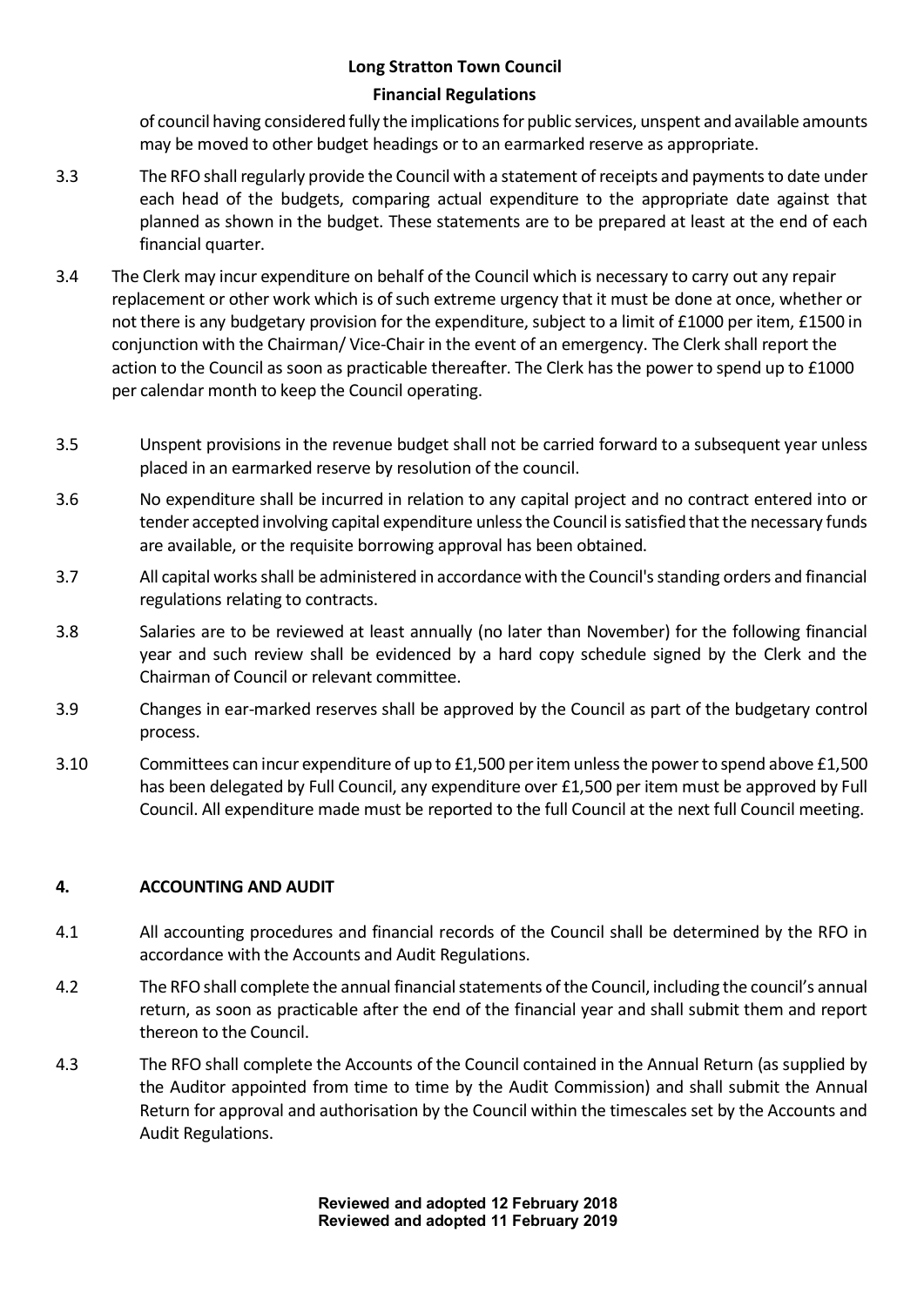of council having considered fully the implications for public services, unspent and available amounts may be moved to other budget headings or to an earmarked reserve as appropriate.

3.3 The RFO shall regularly provide the Council with a statement of receipts and payments to date under each head of the budgets, comparing actual expenditure to the appropriate date against that planned as shown in the budget. These statements are to be prepared at least at the end of each financial quarter.

3.4 The Clerk may incur expenditure on behalf of the Council which is necessary to carry out any repair replacement or other work which is of such extreme urgency that it must be done at once, whether or not there is any budgetary provision for the expenditure, subject to a limit of £1000 per item, £1500 in conjunction with the Chairman/ Vice-Chair in the event of an emergency. The Clerk shall report the action to the Council as soon as practicable thereafter. The Clerk has the power to spend up to £1000 per calendar month to keep the Council operating.

3.5 Unspent provisions in the revenue budget shall not be carried forward to a subsequent year unless placed in an earmarked reserve by resolution of the council.

3.6 No expenditure shall be incurred in relation to any capital project and no contract entered into or tender accepted involving capital expenditure unless the Council is satisfied that the necessary funds are available, or the requisite borrowing approval has been obtained.

3.7 All capital works shall be administered in accordance with the Council's standing orders and financial regulations relating to contracts.

3.8 Salaries are to be reviewed at least annually (no later than November) for the following financial year and such review shall be evidenced by a hard copy schedule signed by the Clerk and the Chairman of Council or relevant committee.

3.9 Changes in ear-marked reserves shall be approved by the Council as part of the budgetary control process.

3.10 Committees can incur expenditure of up to £1,500 per item unless the power to spend above £1,500 has been delegated by Full Council, any expenditure over £1,500 per item must be approved by Full Council. All expenditure made must be reported to the full Council at the next full Council meeting.

## 4. ACCOUNTING AND AUDIT

4.1 All accounting procedures and financial records of the Council shall be determined by the RFO in accordance with the Accounts and Audit Regulations.

4.2 The RFO shall complete the annual financial statements of the Council, including the council's annual return, as soon as practicable after the end of the financial year and shall submit them and report thereon to the Council.

4.3 The RFO shall complete the Accounts of the Council contained in the Annual Return (as supplied by the Auditor appointed from time to time by the Audit Commission) and shall submit the Annual Return for approval and authorisation by the Council within the timescales set by the Accounts and Audit Regulations.

**Reviewed and adopted 12 February 2018**
**Reviewed and adopted 11 February 2019**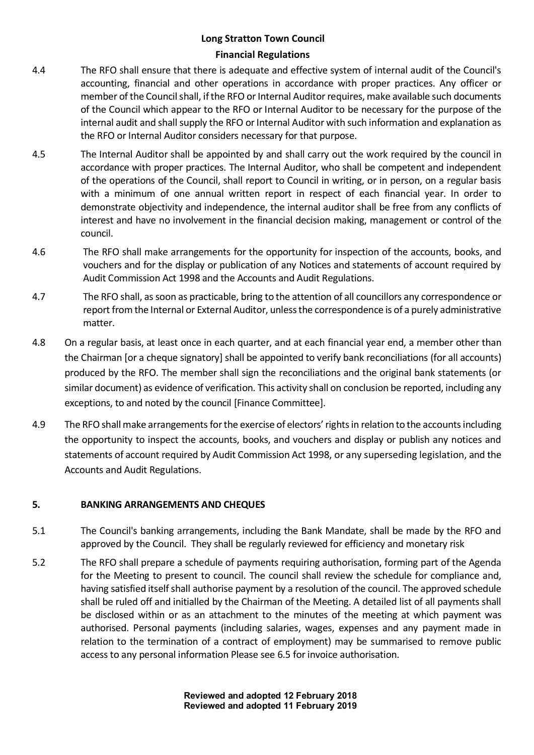4.4 The RFO shall ensure that there is adequate and effective system of internal audit of the Council's accounting, financial and other operations in accordance with proper practices. Any officer or member of the Council shall, if the RFO or Internal Auditor requires, make available such documents of the Council which appear to the RFO or Internal Auditor to be necessary for the purpose of the internal audit and shall supply the RFO or Internal Auditor with such information and explanation as the RFO or Internal Auditor considers necessary for that purpose.

4.5 The Internal Auditor shall be appointed by and shall carry out the work required by the council in accordance with proper practices. The Internal Auditor, who shall be competent and independent of the operations of the Council, shall report to Council in writing, or in person, on a regular basis with a minimum of one annual written report in respect of each financial year. In order to demonstrate objectivity and independence, the internal auditor shall be free from any conflicts of interest and have no involvement in the financial decision making, management or control of the council.

4.6 The RFO shall make arrangements for the opportunity for inspection of the accounts, books, and vouchers and for the display or publication of any Notices and statements of account required by Audit Commission Act 1998 and the Accounts and Audit Regulations.

4.7 The RFO shall, as soon as practicable, bring to the attention of all councillors any correspondence or report from the Internal or External Auditor, unless the correspondence is of a purely administrative matter.

4.8 On a regular basis, at least once in each quarter, and at each financial year end, a member other than the Chairman [or a cheque signatory] shall be appointed to verify bank reconciliations (for all accounts) produced by the RFO. The member shall sign the reconciliations and the original bank statements (or similar document) as evidence of verification. This activity shall on conclusion be reported, including any exceptions, to and noted by the council [Finance Committee].

4.9 The RFO shall make arrangements for the exercise of electors' rights in relation to the accounts including the opportunity to inspect the accounts, books, and vouchers and display or publish any notices and statements of account required by Audit Commission Act 1998, or any superseding legislation, and the Accounts and Audit Regulations.

## 5. BANKING ARRANGEMENTS AND CHEQUES

5.1 The Council's banking arrangements, including the Bank Mandate, shall be made by the RFO and approved by the Council. They shall be regularly reviewed for efficiency and monetary risk

5.2 The RFO shall prepare a schedule of payments requiring authorisation, forming part of the Agenda for the Meeting to present to council. The council shall review the schedule for compliance and, having satisfied itself shall authorise payment by a resolution of the council. The approved schedule shall be ruled off and initialled by the Chairman of the Meeting. A detailed list of all payments shall be disclosed within or as an attachment to the minutes of the meeting at which payment was authorised. Personal payments (including salaries, wages, expenses and any payment made in relation to the termination of a contract of employment) may be summarised to remove public access to any personal information Please see 6.5 for invoice authorisation.

**Reviewed and adopted 12 February 2018**
**Reviewed and adopted 11 February 2019**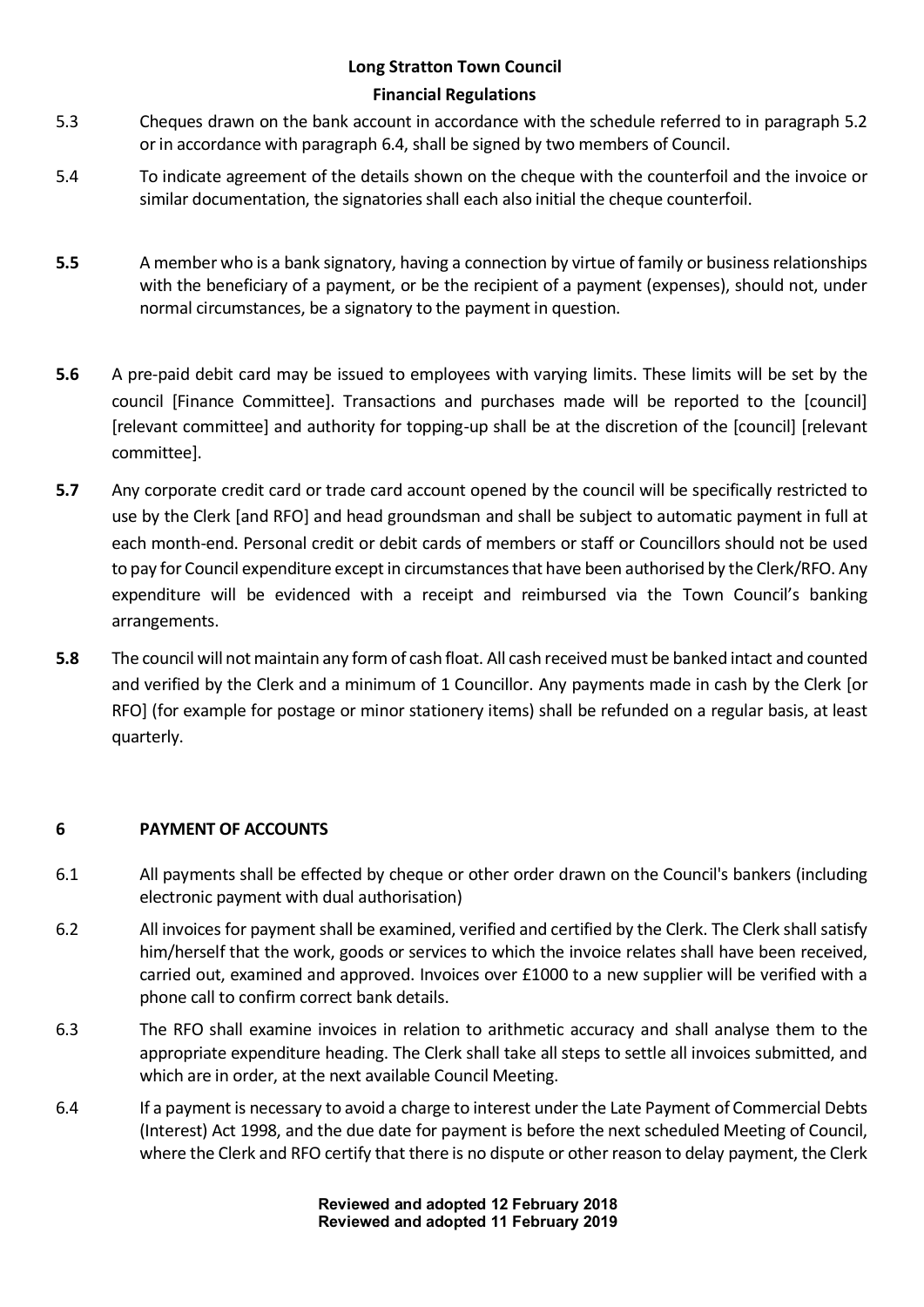5.3 Cheques drawn on the bank account in accordance with the schedule referred to in paragraph 5.2 or in accordance with paragraph 6.4, shall be signed by two members of Council.

5.4 To indicate agreement of the details shown on the cheque with the counterfoil and the invoice or similar documentation, the signatories shall each also initial the cheque counterfoil.

**5.5** A member who is a bank signatory, having a connection by virtue of family or business relationships with the beneficiary of a payment, or be the recipient of a payment (expenses), should not, under normal circumstances, be a signatory to the payment in question.

**5.6** A pre-paid debit card may be issued to employees with varying limits. These limits will be set by the council [Finance Committee]. Transactions and purchases made will be reported to the [council] [relevant committee] and authority for topping-up shall be at the discretion of the [council] [relevant committee].

**5.7** Any corporate credit card or trade card account opened by the council will be specifically restricted to use by the Clerk [and RFO] and head groundsman and shall be subject to automatic payment in full at each month-end. Personal credit or debit cards of members or staff or Councillors should not be used to pay for Council expenditure except in circumstances that have been authorised by the Clerk/RFO. Any expenditure will be evidenced with a receipt and reimbursed via the Town Council's banking arrangements.

**5.8** The council will not maintain any form of cash float. All cash received must be banked intact and counted and verified by the Clerk and a minimum of 1 Councillor. Any payments made in cash by the Clerk [or RFO] (for example for postage or minor stationery items) shall be refunded on a regular basis, at least quarterly.

## 6 PAYMENT OF ACCOUNTS

6.1 All payments shall be effected by cheque or other order drawn on the Council's bankers (including electronic payment with dual authorisation)

6.2 All invoices for payment shall be examined, verified and certified by the Clerk. The Clerk shall satisfy him/herself that the work, goods or services to which the invoice relates shall have been received, carried out, examined and approved. Invoices over £1000 to a new supplier will be verified with a phone call to confirm correct bank details.

6.3 The RFO shall examine invoices in relation to arithmetic accuracy and shall analyse them to the appropriate expenditure heading. The Clerk shall take all steps to settle all invoices submitted, and which are in order, at the next available Council Meeting.

6.4 If a payment is necessary to avoid a charge to interest under the Late Payment of Commercial Debts (Interest) Act 1998, and the due date for payment is before the next scheduled Meeting of Council, where the Clerk and RFO certify that there is no dispute or other reason to delay payment, the Clerk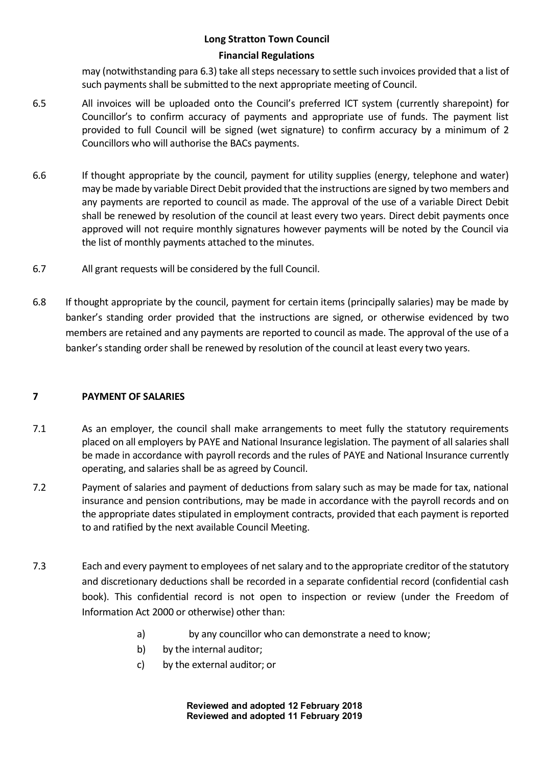may (notwithstanding para 6.3) take all steps necessary to settle such invoices provided that a list of such payments shall be submitted to the next appropriate meeting of Council.

6.5 All invoices will be uploaded onto the Council's preferred ICT system (currently sharepoint) for Councillor's to confirm accuracy of payments and appropriate use of funds. The payment list provided to full Council will be signed (wet signature) to confirm accuracy by a minimum of 2 Councillors who will authorise the BACs payments.

6.6 If thought appropriate by the council, payment for utility supplies (energy, telephone and water) may be made by variable Direct Debit provided that the instructions are signed by two members and any payments are reported to council as made. The approval of the use of a variable Direct Debit shall be renewed by resolution of the council at least every two years. Direct debit payments once approved will not require monthly signatures however payments will be noted by the Council via the list of monthly payments attached to the minutes.

6.7 All grant requests will be considered by the full Council.

6.8 If thought appropriate by the council, payment for certain items (principally salaries) may be made by banker's standing order provided that the instructions are signed, or otherwise evidenced by two members are retained and any payments are reported to council as made. The approval of the use of a banker's standing order shall be renewed by resolution of the council at least every two years.

## 7 PAYMENT OF SALARIES

7.1 As an employer, the council shall make arrangements to meet fully the statutory requirements placed on all employers by PAYE and National Insurance legislation. The payment of all salaries shall be made in accordance with payroll records and the rules of PAYE and National Insurance currently operating, and salaries shall be as agreed by Council.

7.2 Payment of salaries and payment of deductions from salary such as may be made for tax, national insurance and pension contributions, may be made in accordance with the payroll records and on the appropriate dates stipulated in employment contracts, provided that each payment is reported to and ratified by the next available Council Meeting.

7.3 Each and every payment to employees of net salary and to the appropriate creditor of the statutory and discretionary deductions shall be recorded in a separate confidential record (confidential cash book). This confidential record is not open to inspection or review (under the Freedom of Information Act 2000 or otherwise) other than:

a) by any councillor who can demonstrate a need to know;
b) by the internal auditor;
c) by the external auditor; or

**Reviewed and adopted 12 February 2018**
**Reviewed and adopted 11 February 2019**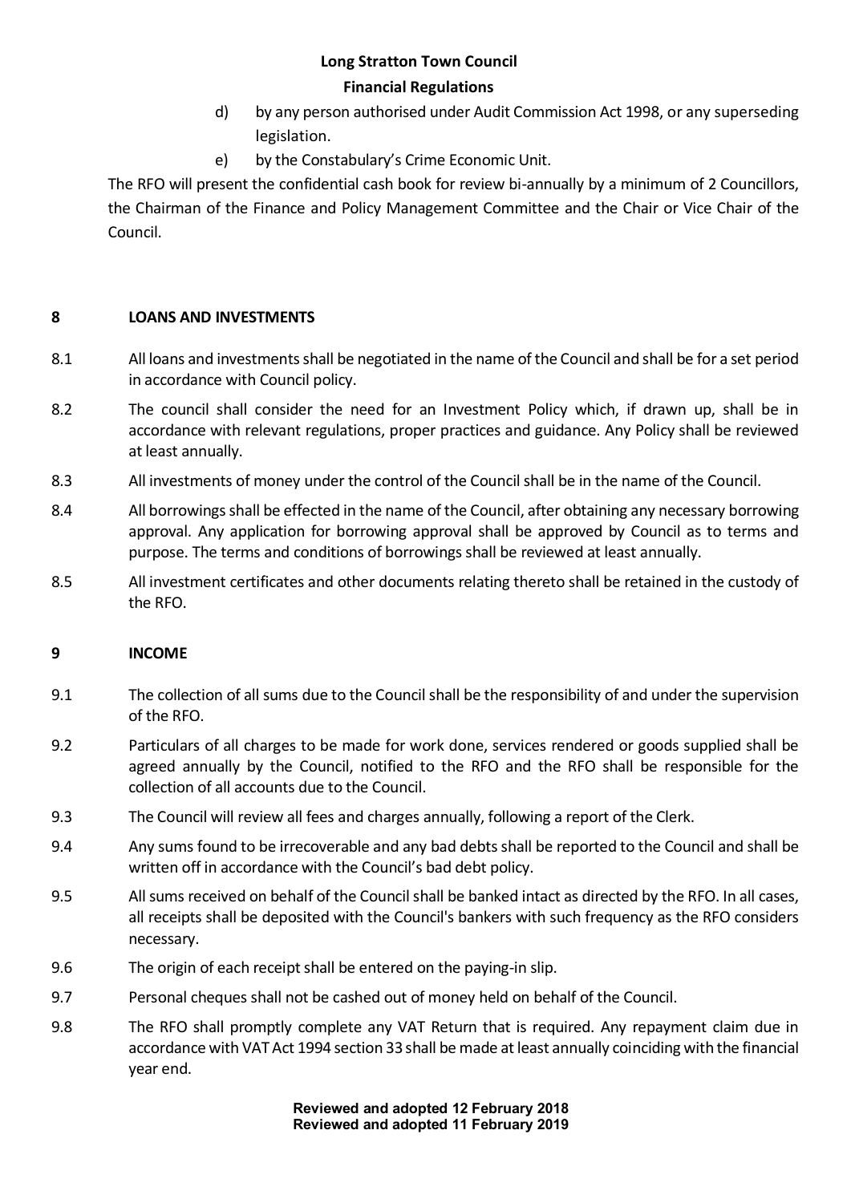d) by any person authorised under Audit Commission Act 1998, or any superseding legislation.

e) by the Constabulary's Crime Economic Unit.

The RFO will present the confidential cash book for review bi-annually by a minimum of 2 Councillors, the Chairman of the Finance and Policy Management Committee and the Chair or Vice Chair of the Council.

## 8 LOANS AND INVESTMENTS

8.1 All loans and investments shall be negotiated in the name of the Council and shall be for a set period in accordance with Council policy.

8.2 The council shall consider the need for an Investment Policy which, if drawn up, shall be in accordance with relevant regulations, proper practices and guidance. Any Policy shall be reviewed at least annually.

8.3 All investments of money under the control of the Council shall be in the name of the Council.

8.4 All borrowings shall be effected in the name of the Council, after obtaining any necessary borrowing approval. Any application for borrowing approval shall be approved by Council as to terms and purpose. The terms and conditions of borrowings shall be reviewed at least annually.

8.5 All investment certificates and other documents relating thereto shall be retained in the custody of the RFO.

## 9 INCOME

9.1 The collection of all sums due to the Council shall be the responsibility of and under the supervision of the RFO.

9.2 Particulars of all charges to be made for work done, services rendered or goods supplied shall be agreed annually by the Council, notified to the RFO and the RFO shall be responsible for the collection of all accounts due to the Council.

9.3 The Council will review all fees and charges annually, following a report of the Clerk.

9.4 Any sums found to be irrecoverable and any bad debts shall be reported to the Council and shall be written off in accordance with the Council's bad debt policy.

9.5 All sums received on behalf of the Council shall be banked intact as directed by the RFO. In all cases, all receipts shall be deposited with the Council's bankers with such frequency as the RFO considers necessary.

9.6 The origin of each receipt shall be entered on the paying-in slip.

9.7 Personal cheques shall not be cashed out of money held on behalf of the Council.

9.8 The RFO shall promptly complete any VAT Return that is required. Any repayment claim due in accordance with VAT Act 1994 section 33 shall be made at least annually coinciding with the financial year end.

**Reviewed and adopted 12 February 2018**
**Reviewed and adopted 11 February 2019**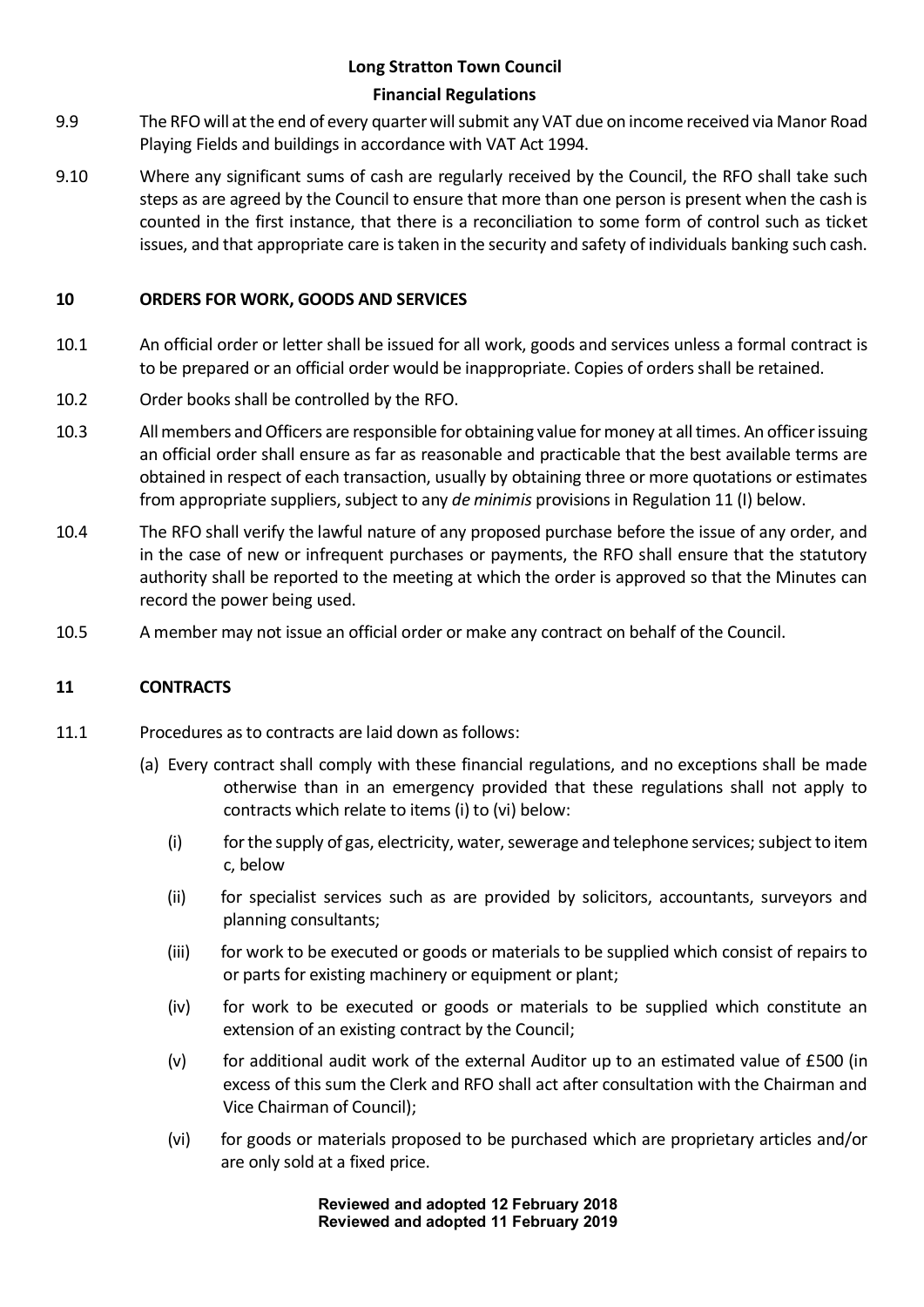9.9 The RFO will at the end of every quarter will submit any VAT due on income received via Manor Road Playing Fields and buildings in accordance with VAT Act 1994.

9.10 Where any significant sums of cash are regularly received by the Council, the RFO shall take such steps as are agreed by the Council to ensure that more than one person is present when the cash is counted in the first instance, that there is a reconciliation to some form of control such as ticket issues, and that appropriate care is taken in the security and safety of individuals banking such cash.

## 10 ORDERS FOR WORK, GOODS AND SERVICES

10.1 An official order or letter shall be issued for all work, goods and services unless a formal contract is to be prepared or an official order would be inappropriate. Copies of orders shall be retained.

10.2 Order books shall be controlled by the RFO.

10.3 All members and Officers are responsible for obtaining value for money at all times. An officer issuing an official order shall ensure as far as reasonable and practicable that the best available terms are obtained in respect of each transaction, usually by obtaining three or more quotations or estimates from appropriate suppliers, subject to any *de minimis* provisions in Regulation 11 (I) below.

10.4 The RFO shall verify the lawful nature of any proposed purchase before the issue of any order, and in the case of new or infrequent purchases or payments, the RFO shall ensure that the statutory authority shall be reported to the meeting at which the order is approved so that the Minutes can record the power being used.

10.5 A member may not issue an official order or make any contract on behalf of the Council.

## 11 CONTRACTS

11.1 Procedures as to contracts are laid down as follows:

(a) Every contract shall comply with these financial regulations, and no exceptions shall be made otherwise than in an emergency provided that these regulations shall not apply to contracts which relate to items (i) to (vi) below:

- (i) for the supply of gas, electricity, water, sewerage and telephone services; subject to item c, below
- (ii) for specialist services such as are provided by solicitors, accountants, surveyors and planning consultants;
- (iii) for work to be executed or goods or materials to be supplied which consist of repairs to or parts for existing machinery or equipment or plant;
- (iv) for work to be executed or goods or materials to be supplied which constitute an extension of an existing contract by the Council;
- (v) for additional audit work of the external Auditor up to an estimated value of £500 (in excess of this sum the Clerk and RFO shall act after consultation with the Chairman and Vice Chairman of Council);
- (vi) for goods or materials proposed to be purchased which are proprietary articles and/or are only sold at a fixed price.

**Reviewed and adopted 12 February 2018**
**Reviewed and adopted 11 February 2019**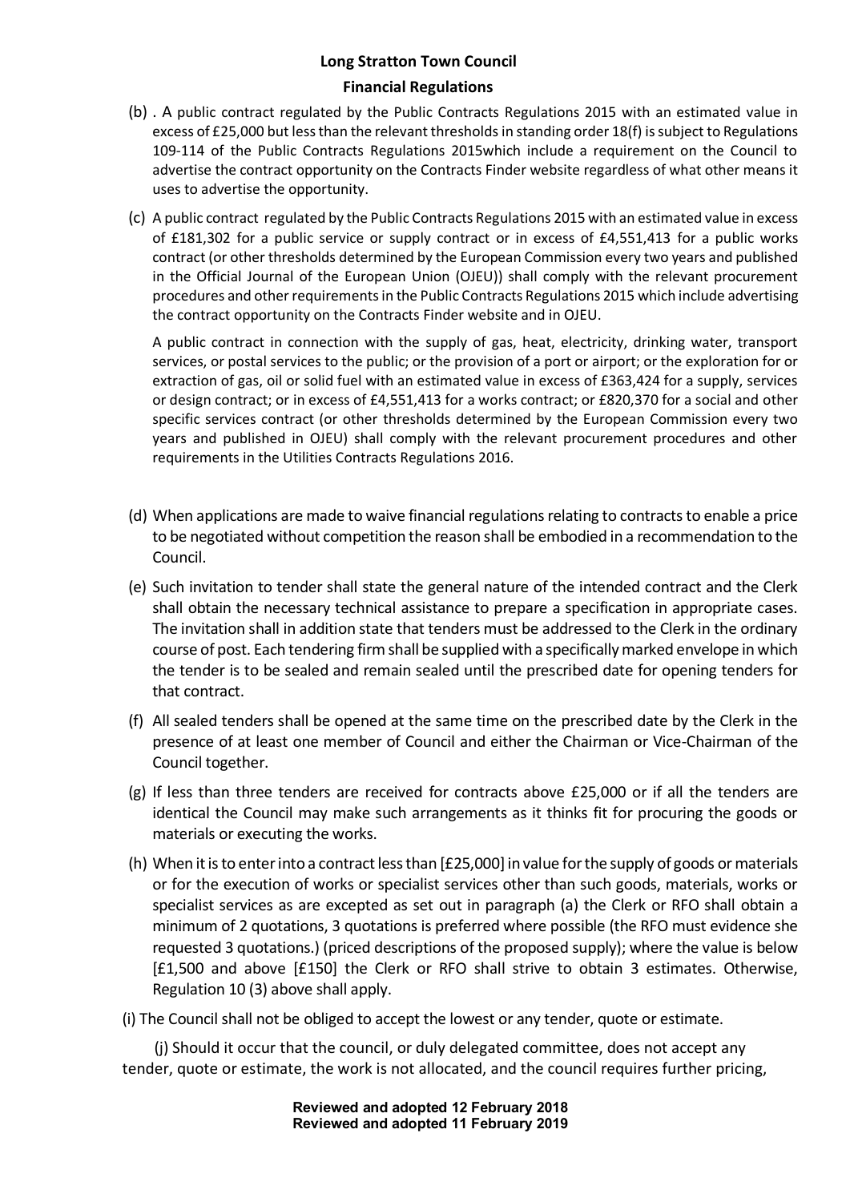(b) . A public contract regulated by the Public Contracts Regulations 2015 with an estimated value in excess of £25,000 but less than the relevant thresholds in standing order 18(f) is subject to Regulations 109-114 of the Public Contracts Regulations 2015which include a requirement on the Council to advertise the contract opportunity on the Contracts Finder website regardless of what other means it uses to advertise the opportunity.

(c) A public contract regulated by the Public Contracts Regulations 2015 with an estimated value in excess of £181,302 for a public service or supply contract or in excess of £4,551,413 for a public works contract (or other thresholds determined by the European Commission every two years and published in the Official Journal of the European Union (OJEU)) shall comply with the relevant procurement procedures and other requirements in the Public Contracts Regulations 2015 which include advertising the contract opportunity on the Contracts Finder website and in OJEU.

A public contract in connection with the supply of gas, heat, electricity, drinking water, transport services, or postal services to the public; or the provision of a port or airport; or the exploration for or extraction of gas, oil or solid fuel with an estimated value in excess of £363,424 for a supply, services or design contract; or in excess of £4,551,413 for a works contract; or £820,370 for a social and other specific services contract (or other thresholds determined by the European Commission every two years and published in OJEU) shall comply with the relevant procurement procedures and other requirements in the Utilities Contracts Regulations 2016.

(d) When applications are made to waive financial regulations relating to contracts to enable a price to be negotiated without competition the reason shall be embodied in a recommendation to the Council.

(e) Such invitation to tender shall state the general nature of the intended contract and the Clerk shall obtain the necessary technical assistance to prepare a specification in appropriate cases. The invitation shall in addition state that tenders must be addressed to the Clerk in the ordinary course of post. Each tendering firm shall be supplied with a specifically marked envelope in which the tender is to be sealed and remain sealed until the prescribed date for opening tenders for that contract.

(f) All sealed tenders shall be opened at the same time on the prescribed date by the Clerk in the presence of at least one member of Council and either the Chairman or Vice-Chairman of the Council together.

(g) If less than three tenders are received for contracts above £25,000 or if all the tenders are identical the Council may make such arrangements as it thinks fit for procuring the goods or materials or executing the works.

(h) When it is to enter into a contract less than [£25,000] in value for the supply of goods or materials or for the execution of works or specialist services other than such goods, materials, works or specialist services as are excepted as set out in paragraph (a) the Clerk or RFO shall obtain a minimum of 2 quotations, 3 quotations is preferred where possible (the RFO must evidence she requested 3 quotations.) (priced descriptions of the proposed supply); where the value is below [£1,500 and above [£150] the Clerk or RFO shall strive to obtain 3 estimates. Otherwise, Regulation 10 (3) above shall apply.

(i) The Council shall not be obliged to accept the lowest or any tender, quote or estimate.

(j) Should it occur that the council, or duly delegated committee, does not accept any tender, quote or estimate, the work is not allocated, and the council requires further pricing,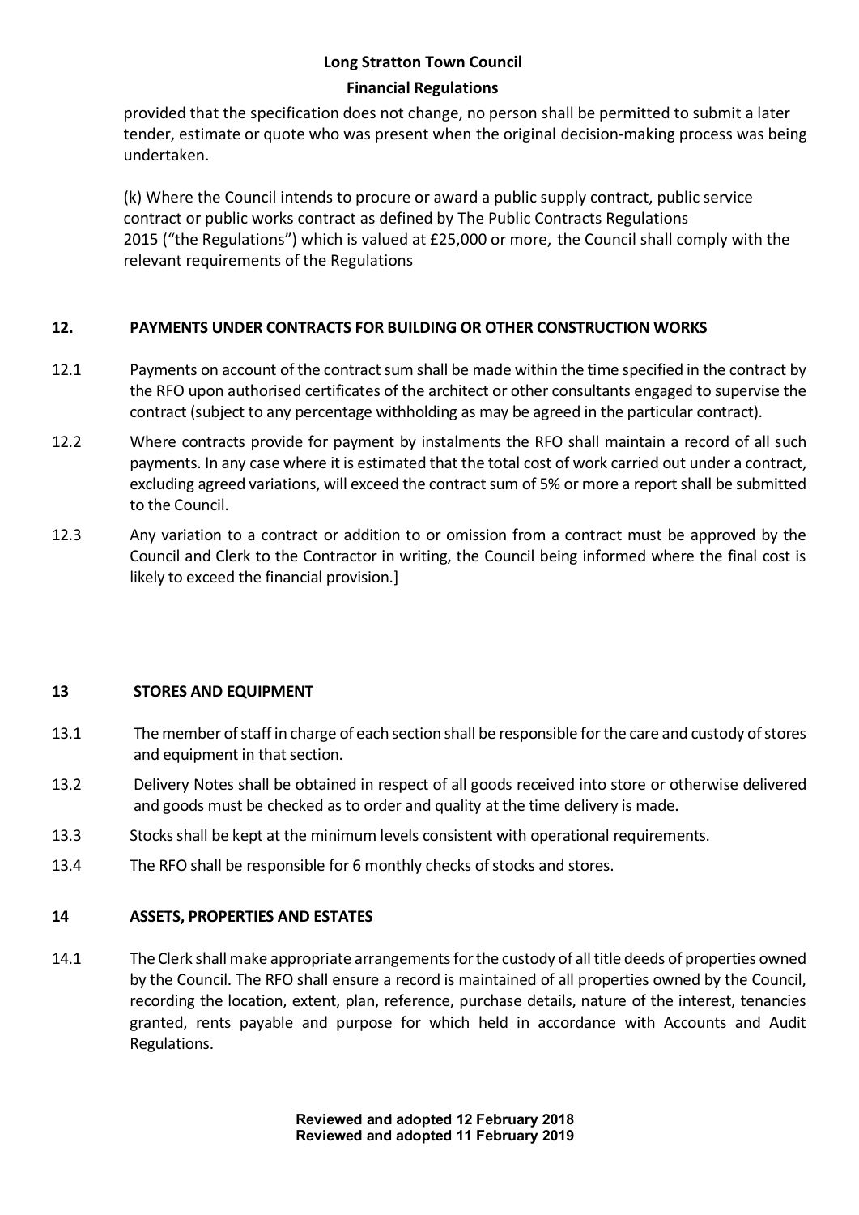provided that the specification does not change, no person shall be permitted to submit a later tender, estimate or quote who was present when the original decision-making process was being undertaken.

(k) Where the Council intends to procure or award a public supply contract, public service contract or public works contract as defined by The Public Contracts Regulations 2015 ("the Regulations") which is valued at £25,000 or more, the Council shall comply with the relevant requirements of the Regulations

## 12. PAYMENTS UNDER CONTRACTS FOR BUILDING OR OTHER CONSTRUCTION WORKS

12.1 Payments on account of the contract sum shall be made within the time specified in the contract by the RFO upon authorised certificates of the architect or other consultants engaged to supervise the contract (subject to any percentage withholding as may be agreed in the particular contract).

12.2 Where contracts provide for payment by instalments the RFO shall maintain a record of all such payments. In any case where it is estimated that the total cost of work carried out under a contract, excluding agreed variations, will exceed the contract sum of 5% or more a report shall be submitted to the Council.

12.3 Any variation to a contract or addition to or omission from a contract must be approved by the Council and Clerk to the Contractor in writing, the Council being informed where the final cost is likely to exceed the financial provision.]

## 13 STORES AND EQUIPMENT

13.1 The member of staff in charge of each section shall be responsible for the care and custody of stores and equipment in that section.

13.2 Delivery Notes shall be obtained in respect of all goods received into store or otherwise delivered and goods must be checked as to order and quality at the time delivery is made.

13.3 Stocks shall be kept at the minimum levels consistent with operational requirements.

13.4 The RFO shall be responsible for 6 monthly checks of stocks and stores.

## 14 ASSETS, PROPERTIES AND ESTATES

14.1 The Clerk shall make appropriate arrangements for the custody of all title deeds of properties owned by the Council. The RFO shall ensure a record is maintained of all properties owned by the Council, recording the location, extent, plan, reference, purchase details, nature of the interest, tenancies granted, rents payable and purpose for which held in accordance with Accounts and Audit Regulations.

**Reviewed and adopted 12 February 2018**
**Reviewed and adopted 11 February 2019**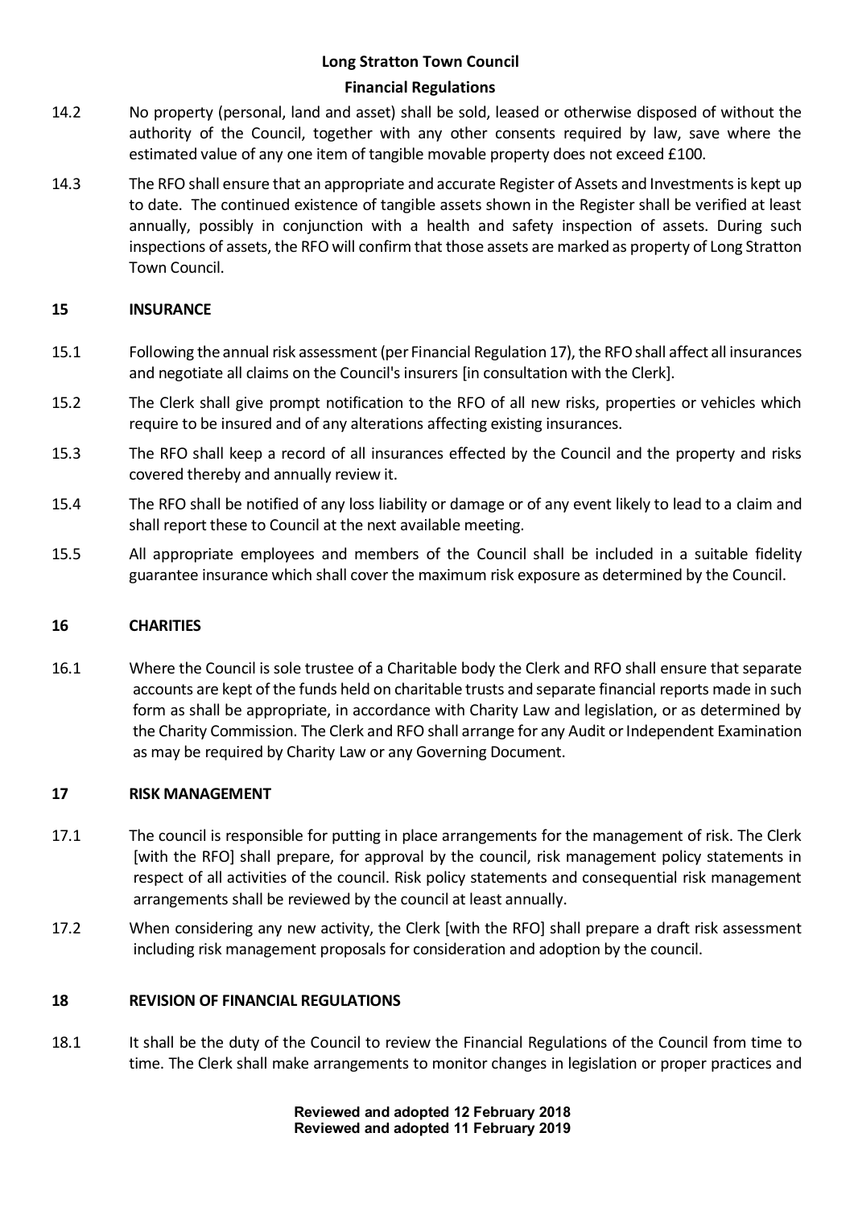14.2 No property (personal, land and asset) shall be sold, leased or otherwise disposed of without the authority of the Council, together with any other consents required by law, save where the estimated value of any one item of tangible movable property does not exceed £100.

14.3 The RFO shall ensure that an appropriate and accurate Register of Assets and Investments is kept up to date. The continued existence of tangible assets shown in the Register shall be verified at least annually, possibly in conjunction with a health and safety inspection of assets. During such inspections of assets, the RFO will confirm that those assets are marked as property of Long Stratton Town Council.

## 15 INSURANCE

15.1 Following the annual risk assessment (per Financial Regulation 17), the RFO shall affect all insurances and negotiate all claims on the Council's insurers [in consultation with the Clerk].

15.2 The Clerk shall give prompt notification to the RFO of all new risks, properties or vehicles which require to be insured and of any alterations affecting existing insurances.

15.3 The RFO shall keep a record of all insurances effected by the Council and the property and risks covered thereby and annually review it.

15.4 The RFO shall be notified of any loss liability or damage or of any event likely to lead to a claim and shall report these to Council at the next available meeting.

15.5 All appropriate employees and members of the Council shall be included in a suitable fidelity guarantee insurance which shall cover the maximum risk exposure as determined by the Council.

## 16 CHARITIES

16.1 Where the Council is sole trustee of a Charitable body the Clerk and RFO shall ensure that separate accounts are kept of the funds held on charitable trusts and separate financial reports made in such form as shall be appropriate, in accordance with Charity Law and legislation, or as determined by the Charity Commission. The Clerk and RFO shall arrange for any Audit or Independent Examination as may be required by Charity Law or any Governing Document.

## 17 RISK MANAGEMENT

17.1 The council is responsible for putting in place arrangements for the management of risk. The Clerk [with the RFO] shall prepare, for approval by the council, risk management policy statements in respect of all activities of the council. Risk policy statements and consequential risk management arrangements shall be reviewed by the council at least annually.

17.2 When considering any new activity, the Clerk [with the RFO] shall prepare a draft risk assessment including risk management proposals for consideration and adoption by the council.

## 18 REVISION OF FINANCIAL REGULATIONS

18.1 It shall be the duty of the Council to review the Financial Regulations of the Council from time to time. The Clerk shall make arrangements to monitor changes in legislation or proper practices and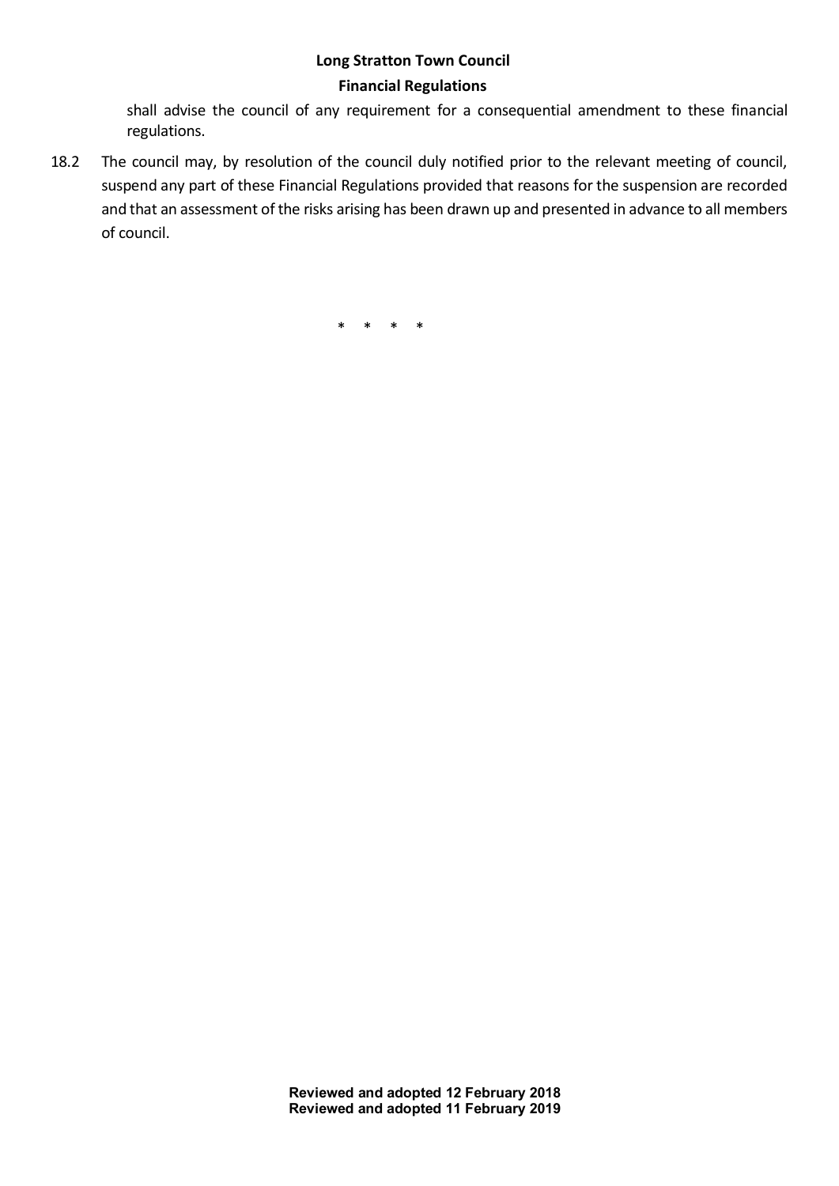shall advise the council of any requirement for a consequential amendment to these financial regulations.

18.2 The council may, by resolution of the council duly notified prior to the relevant meeting of council, suspend any part of these Financial Regulations provided that reasons for the suspension are recorded and that an assessment of the risks arising has been drawn up and presented in advance to all members of council.

\* \* \* \*

**Reviewed and adopted 12 February 2018**
**Reviewed and adopted 11 February 2019**